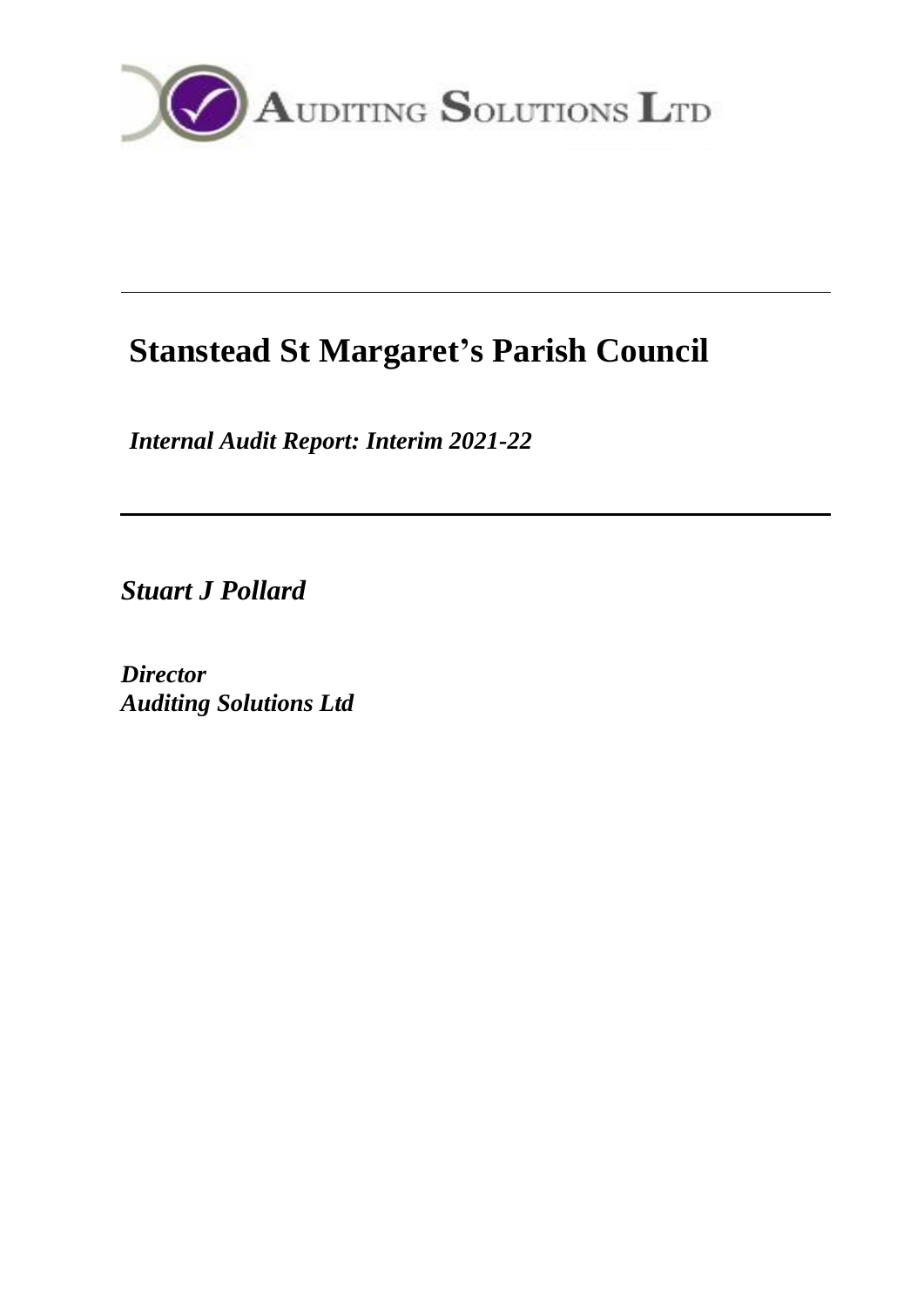AUDITING SOLUTIONS LTD

# Stanstead St Margaret's Parish Council

*Internal Audit Report: Interim 2021-22*

***Stuart J Pollard***

***Director***
***Auditing Solutions Ltd***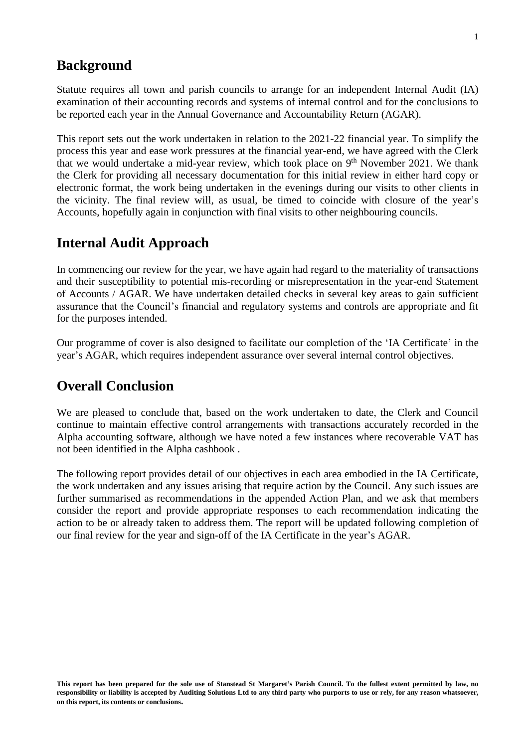## Background

Statute requires all town and parish councils to arrange for an independent Internal Audit (IA) examination of their accounting records and systems of internal control and for the conclusions to be reported each year in the Annual Governance and Accountability Return (AGAR).

This report sets out the work undertaken in relation to the 2021-22 financial year. To simplify the process this year and ease work pressures at the financial year-end, we have agreed with the Clerk that we would undertake a mid-year review, which took place on 9th November 2021. We thank the Clerk for providing all necessary documentation for this initial review in either hard copy or electronic format, the work being undertaken in the evenings during our visits to other clients in the vicinity. The final review will, as usual, be timed to coincide with closure of the year's Accounts, hopefully again in conjunction with final visits to other neighbouring councils.

## Internal Audit Approach

In commencing our review for the year, we have again had regard to the materiality of transactions and their susceptibility to potential mis-recording or misrepresentation in the year-end Statement of Accounts / AGAR. We have undertaken detailed checks in several key areas to gain sufficient assurance that the Council's financial and regulatory systems and controls are appropriate and fit for the purposes intended.

Our programme of cover is also designed to facilitate our completion of the 'IA Certificate' in the year's AGAR, which requires independent assurance over several internal control objectives.

## Overall Conclusion

We are pleased to conclude that, based on the work undertaken to date, the Clerk and Council continue to maintain effective control arrangements with transactions accurately recorded in the Alpha accounting software, although we have noted a few instances where recoverable VAT has not been identified in the Alpha cashbook .

The following report provides detail of our objectives in each area embodied in the IA Certificate, the work undertaken and any issues arising that require action by the Council. Any such issues are further summarised as recommendations in the appended Action Plan, and we ask that members consider the report and provide appropriate responses to each recommendation indicating the action to be or already taken to address them. The report will be updated following completion of our final review for the year and sign-off of the IA Certificate in the year's AGAR.

**This report has been prepared for the sole use of Stanstead St Margaret's Parish Council. To the fullest extent permitted by law, no responsibility or liability is accepted by Auditing Solutions Ltd to any third party who purports to use or rely, for any reason whatsoever, on this report, its contents or conclusions.**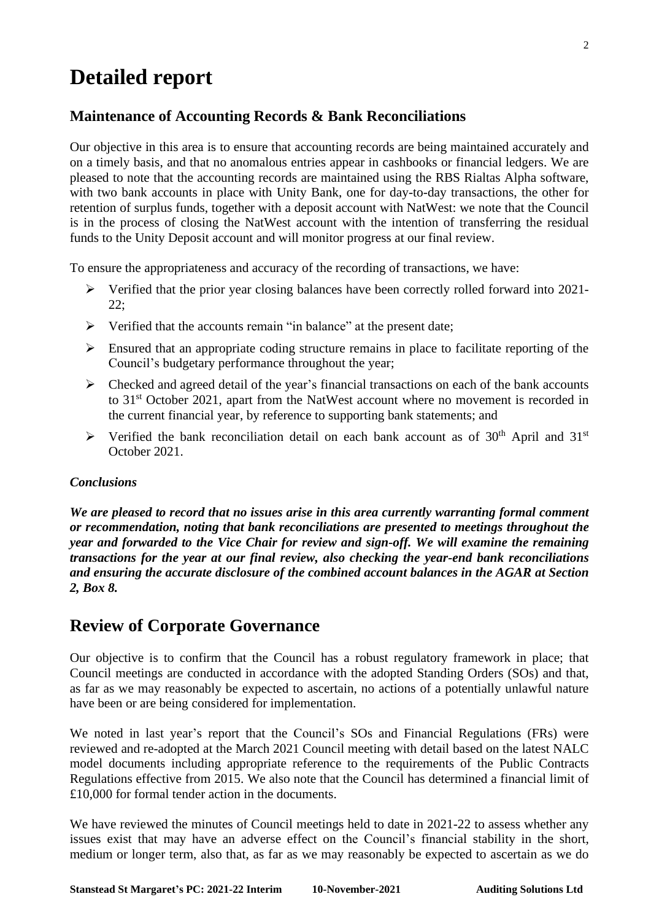# Detailed report

## Maintenance of Accounting Records & Bank Reconciliations

Our objective in this area is to ensure that accounting records are being maintained accurately and on a timely basis, and that no anomalous entries appear in cashbooks or financial ledgers. We are pleased to note that the accounting records are maintained using the RBS Rialtas Alpha software, with two bank accounts in place with Unity Bank, one for day-to-day transactions, the other for retention of surplus funds, together with a deposit account with NatWest: we note that the Council is in the process of closing the NatWest account with the intention of transferring the residual funds to the Unity Deposit account and will monitor progress at our final review.

To ensure the appropriateness and accuracy of the recording of transactions, we have:

- Verified that the prior year closing balances have been correctly rolled forward into 2021-22;
- Verified that the accounts remain "in balance" at the present date;
- Ensured that an appropriate coding structure remains in place to facilitate reporting of the Council's budgetary performance throughout the year;
- Checked and agreed detail of the year's financial transactions on each of the bank accounts to 31st October 2021, apart from the NatWest account where no movement is recorded in the current financial year, by reference to supporting bank statements; and
- Verified the bank reconciliation detail on each bank account as of 30th April and 31st October 2021.

### *Conclusions*

***We are pleased to record that no issues arise in this area currently warranting formal comment or recommendation, noting that bank reconciliations are presented to meetings throughout the year and forwarded to the Vice Chair for review and sign-off. We will examine the remaining transactions for the year at our final review, also checking the year-end bank reconciliations and ensuring the accurate disclosure of the combined account balances in the AGAR at Section 2, Box 8.***

## Review of Corporate Governance

Our objective is to confirm that the Council has a robust regulatory framework in place; that Council meetings are conducted in accordance with the adopted Standing Orders (SOs) and that, as far as we may reasonably be expected to ascertain, no actions of a potentially unlawful nature have been or are being considered for implementation.

We noted in last year's report that the Council's SOs and Financial Regulations (FRs) were reviewed and re-adopted at the March 2021 Council meeting with detail based on the latest NALC model documents including appropriate reference to the requirements of the Public Contracts Regulations effective from 2015. We also note that the Council has determined a financial limit of £10,000 for formal tender action in the documents.

We have reviewed the minutes of Council meetings held to date in 2021-22 to assess whether any issues exist that may have an adverse effect on the Council's financial stability in the short, medium or longer term, also that, as far as we may reasonably be expected to ascertain as we do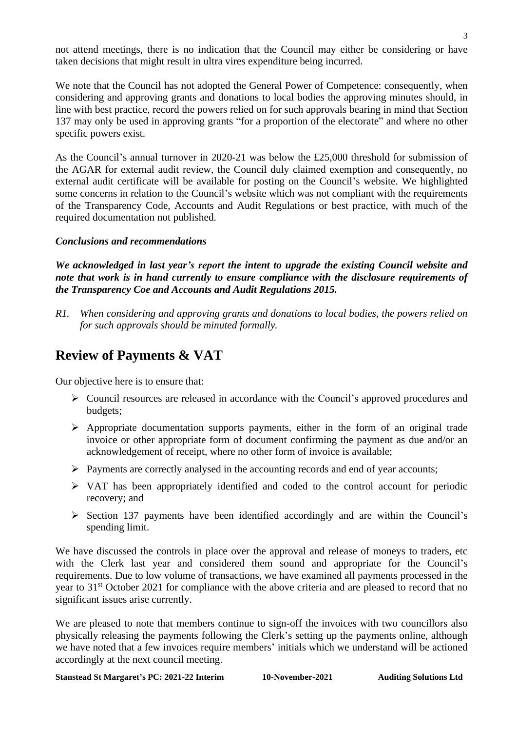not attend meetings, there is no indication that the Council may either be considering or have taken decisions that might result in ultra vires expenditure being incurred.

We note that the Council has not adopted the General Power of Competence: consequently, when considering and approving grants and donations to local bodies the approving minutes should, in line with best practice, record the powers relied on for such approvals bearing in mind that Section 137 may only be used in approving grants "for a proportion of the electorate" and where no other specific powers exist.

As the Council's annual turnover in 2020-21 was below the £25,000 threshold for submission of the AGAR for external audit review, the Council duly claimed exemption and consequently, no external audit certificate will be available for posting on the Council's website. We highlighted some concerns in relation to the Council's website which was not compliant with the requirements of the Transparency Code, Accounts and Audit Regulations or best practice, with much of the required documentation not published.

### *Conclusions and recommendations*

***We acknowledged in last year's report the intent to upgrade the existing Council website and note that work is in hand currently to ensure compliance with the disclosure requirements of the Transparency Coe and Accounts and Audit Regulations 2015.***

*R1. When considering and approving grants and donations to local bodies, the powers relied on for such approvals should be minuted formally.*

## Review of Payments & VAT

Our objective here is to ensure that:

- Council resources are released in accordance with the Council's approved procedures and budgets;
- Appropriate documentation supports payments, either in the form of an original trade invoice or other appropriate form of document confirming the payment as due and/or an acknowledgement of receipt, where no other form of invoice is available;
- Payments are correctly analysed in the accounting records and end of year accounts;
- VAT has been appropriately identified and coded to the control account for periodic recovery; and
- Section 137 payments have been identified accordingly and are within the Council's spending limit.

We have discussed the controls in place over the approval and release of moneys to traders, etc with the Clerk last year and considered them sound and appropriate for the Council's requirements. Due to low volume of transactions, we have examined all payments processed in the year to 31st October 2021 for compliance with the above criteria and are pleased to record that no significant issues arise currently.

We are pleased to note that members continue to sign-off the invoices with two councillors also physically releasing the payments following the Clerk's setting up the payments online, although we have noted that a few invoices require members' initials which we understand will be actioned accordingly at the next council meeting.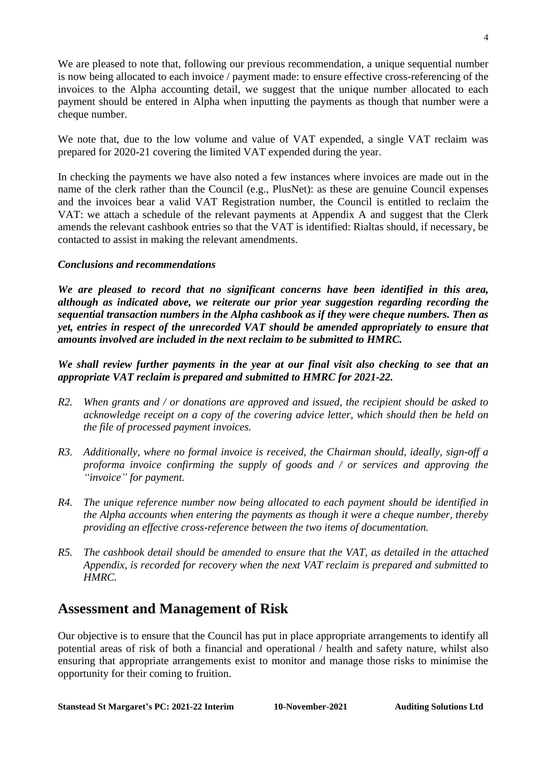We are pleased to note that, following our previous recommendation, a unique sequential number is now being allocated to each invoice / payment made: to ensure effective cross-referencing of the invoices to the Alpha accounting detail, we suggest that the unique number allocated to each payment should be entered in Alpha when inputting the payments as though that number were a cheque number.

We note that, due to the low volume and value of VAT expended, a single VAT reclaim was prepared for 2020-21 covering the limited VAT expended during the year.

In checking the payments we have also noted a few instances where invoices are made out in the name of the clerk rather than the Council (e.g., PlusNet): as these are genuine Council expenses and the invoices bear a valid VAT Registration number, the Council is entitled to reclaim the VAT: we attach a schedule of the relevant payments at Appendix A and suggest that the Clerk amends the relevant cashbook entries so that the VAT is identified: Rialtas should, if necessary, be contacted to assist in making the relevant amendments.

***Conclusions and recommendations***

***We are pleased to record that no significant concerns have been identified in this area, although as indicated above, we reiterate our prior year suggestion regarding recording the sequential transaction numbers in the Alpha cashbook as if they were cheque numbers. Then as yet, entries in respect of the unrecorded VAT should be amended appropriately to ensure that amounts involved are included in the next reclaim to be submitted to HMRC.***

***We shall review further payments in the year at our final visit also checking to see that an appropriate VAT reclaim is prepared and submitted to HMRC for 2021-22.***

*R2. When grants and / or donations are approved and issued, the recipient should be asked to acknowledge receipt on a copy of the covering advice letter, which should then be held on the file of processed payment invoices.*

*R3. Additionally, where no formal invoice is received, the Chairman should, ideally, sign-off a proforma invoice confirming the supply of goods and / or services and approving the "invoice" for payment.*

*R4. The unique reference number now being allocated to each payment should be identified in the Alpha accounts when entering the payments as though it were a cheque number, thereby providing an effective cross-reference between the two items of documentation.*

*R5. The cashbook detail should be amended to ensure that the VAT, as detailed in the attached Appendix, is recorded for recovery when the next VAT reclaim is prepared and submitted to HMRC.*

## Assessment and Management of Risk

Our objective is to ensure that the Council has put in place appropriate arrangements to identify all potential areas of risk of both a financial and operational / health and safety nature, whilst also ensuring that appropriate arrangements exist to monitor and manage those risks to minimise the opportunity for their coming to fruition.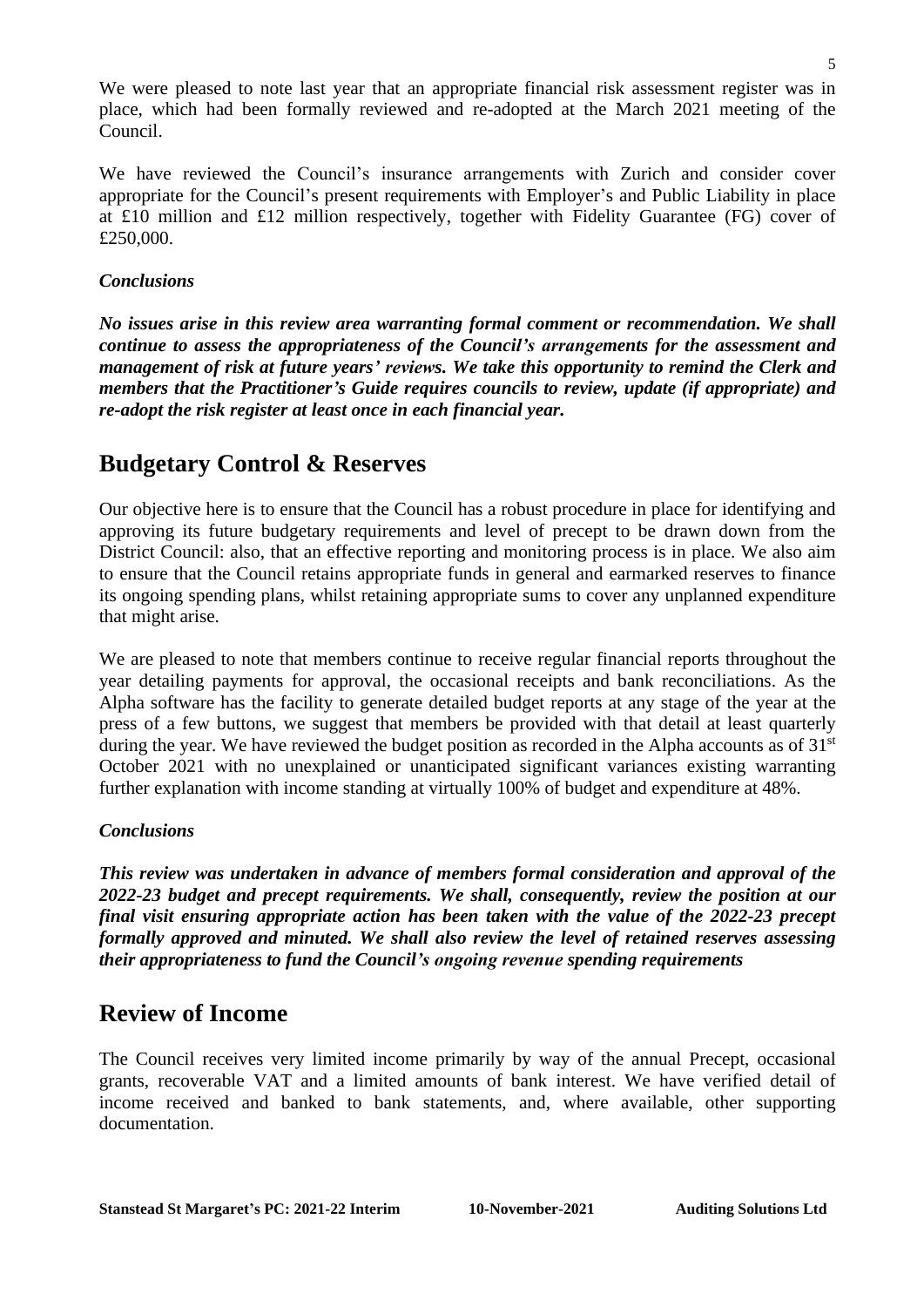We were pleased to note last year that an appropriate financial risk assessment register was in place, which had been formally reviewed and re-adopted at the March 2021 meeting of the Council.

We have reviewed the Council's insurance arrangements with Zurich and consider cover appropriate for the Council's present requirements with Employer's and Public Liability in place at £10 million and £12 million respectively, together with Fidelity Guarantee (FG) cover of £250,000.

*Conclusions*

***No issues arise in this review area warranting formal comment or recommendation. We shall continue to assess the appropriateness of the Council's arrangements for the assessment and management of risk at future years' reviews. We take this opportunity to remind the Clerk and members that the Practitioner's Guide requires councils to review, update (if appropriate) and re-adopt the risk register at least once in each financial year.***

## Budgetary Control & Reserves

Our objective here is to ensure that the Council has a robust procedure in place for identifying and approving its future budgetary requirements and level of precept to be drawn down from the District Council: also, that an effective reporting and monitoring process is in place. We also aim to ensure that the Council retains appropriate funds in general and earmarked reserves to finance its ongoing spending plans, whilst retaining appropriate sums to cover any unplanned expenditure that might arise.

We are pleased to note that members continue to receive regular financial reports throughout the year detailing payments for approval, the occasional receipts and bank reconciliations. As the Alpha software has the facility to generate detailed budget reports at any stage of the year at the press of a few buttons, we suggest that members be provided with that detail at least quarterly during the year. We have reviewed the budget position as recorded in the Alpha accounts as of 31st October 2021 with no unexplained or unanticipated significant variances existing warranting further explanation with income standing at virtually 100% of budget and expenditure at 48%.

*Conclusions*

***This review was undertaken in advance of members formal consideration and approval of the 2022-23 budget and precept requirements. We shall, consequently, review the position at our final visit ensuring appropriate action has been taken with the value of the 2022-23 precept formally approved and minuted. We shall also review the level of retained reserves assessing their appropriateness to fund the Council's ongoing revenue spending requirements***

## Review of Income

The Council receives very limited income primarily by way of the annual Precept, occasional grants, recoverable VAT and a limited amounts of bank interest. We have verified detail of income received and banked to bank statements, and, where available, other supporting documentation.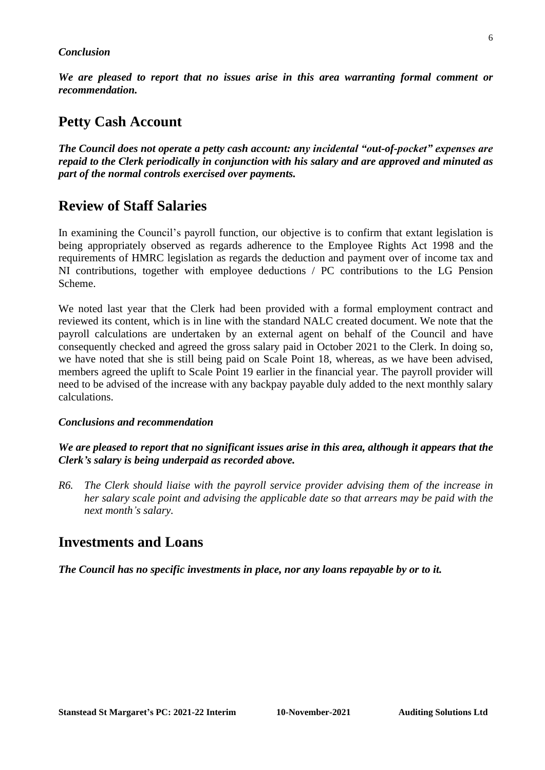***Conclusion***

***We are pleased to report that no issues arise in this area warranting formal comment or recommendation.***

## Petty Cash Account

***The Council does not operate a petty cash account: any incidental "out-of-pocket" expenses are repaid to the Clerk periodically in conjunction with his salary and are approved and minuted as part of the normal controls exercised over payments.***

## Review of Staff Salaries

In examining the Council's payroll function, our objective is to confirm that extant legislation is being appropriately observed as regards adherence to the Employee Rights Act 1998 and the requirements of HMRC legislation as regards the deduction and payment over of income tax and NI contributions, together with employee deductions / PC contributions to the LG Pension Scheme.

We noted last year that the Clerk had been provided with a formal employment contract and reviewed its content, which is in line with the standard NALC created document. We note that the payroll calculations are undertaken by an external agent on behalf of the Council and have consequently checked and agreed the gross salary paid in October 2021 to the Clerk. In doing so, we have noted that she is still being paid on Scale Point 18, whereas, as we have been advised, members agreed the uplift to Scale Point 19 earlier in the financial year. The payroll provider will need to be advised of the increase with any backpay payable duly added to the next monthly salary calculations.

***Conclusions and recommendation***

***We are pleased to report that no significant issues arise in this area, although it appears that the Clerk's salary is being underpaid as recorded above.***

*R6. The Clerk should liaise with the payroll service provider advising them of the increase in her salary scale point and advising the applicable date so that arrears may be paid with the next month's salary.*

## Investments and Loans

***The Council has no specific investments in place, nor any loans repayable by or to it.***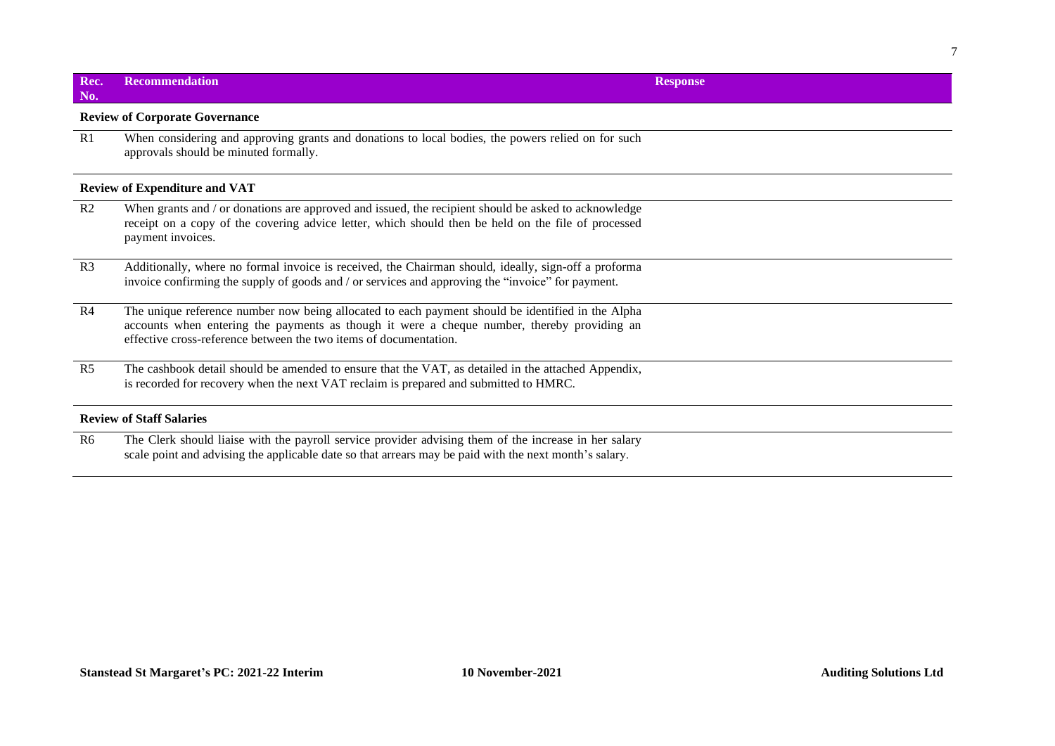| Rec. No. | Recommendation | Response |
| --- | --- | --- |
| **Review of Corporate Governance** | | |
| R1 | When considering and approving grants and donations to local bodies, the powers relied on for such approvals should be minuted formally. | |
| **Review of Expenditure and VAT** | | |
| R2 | When grants and / or donations are approved and issued, the recipient should be asked to acknowledge receipt on a copy of the covering advice letter, which should then be held on the file of processed payment invoices. | |
| R3 | Additionally, where no formal invoice is received, the Chairman should, ideally, sign-off a proforma invoice confirming the supply of goods and / or services and approving the "invoice" for payment. | |
| R4 | The unique reference number now being allocated to each payment should be identified in the Alpha accounts when entering the payments as though it were a cheque number, thereby providing an effective cross-reference between the two items of documentation. | |
| R5 | The cashbook detail should be amended to ensure that the VAT, as detailed in the attached Appendix, is recorded for recovery when the next VAT reclaim is prepared and submitted to HMRC. | |
| **Review of Staff Salaries** | | |
| R6 | The Clerk should liaise with the payroll service provider advising them of the increase in her salary scale point and advising the applicable date so that arrears may be paid with the next month's salary. | |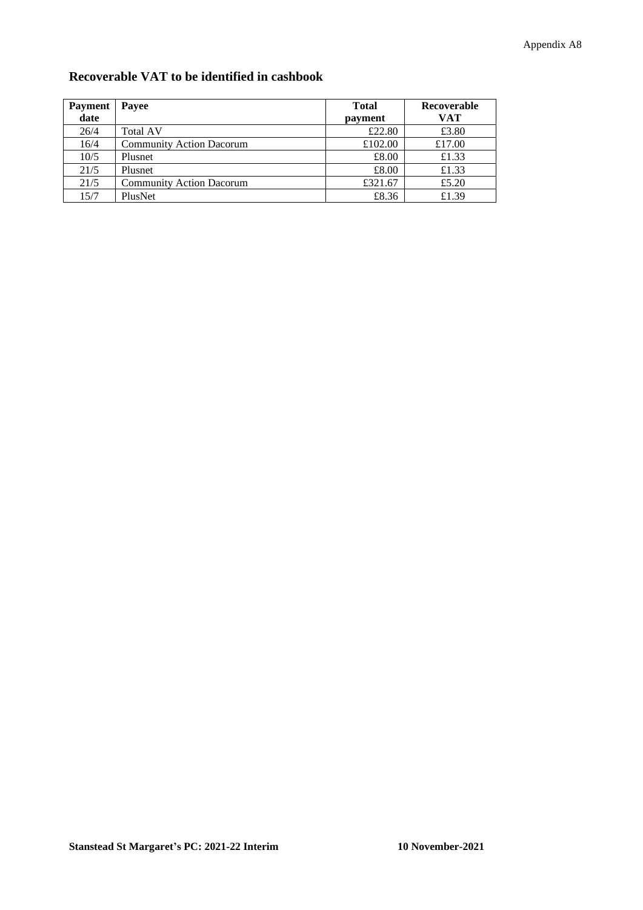Appendix A8

## Recoverable VAT to be identified in cashbook

| Payment date | Payee | Total payment | Recoverable VAT |
|---|---|---|---|
| 26/4 | Total AV | £22.80 | £3.80 |
| 16/4 | Community Action Dacorum | £102.00 | £17.00 |
| 10/5 | Plusnet | £8.00 | £1.33 |
| 21/5 | Plusnet | £8.00 | £1.33 |
| 21/5 | Community Action Dacorum | £321.67 | £5.20 |
| 15/7 | PlusNet | £8.36 | £1.39 |

**Stanstead St Margaret's PC: 2021-22 Interim** **10 November-2021**